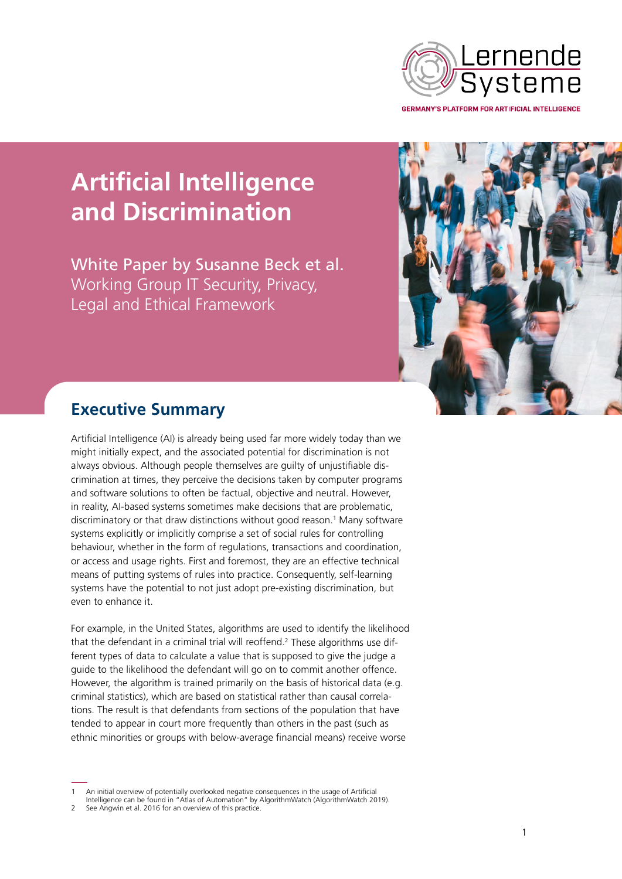Lernende Systeme

GERMANY'S PLATFORM FOR ARTIFICIAL INTELLIGENCE

# Artificial Intelligence and Discrimination

White Paper by Susanne Beck et al.
Working Group IT Security, Privacy, Legal and Ethical Framework

## Executive Summary

Artificial Intelligence (AI) is already being used far more widely today than we might initially expect, and the associated potential for discrimination is not always obvious. Although people themselves are guilty of unjustifiable discrimination at times, they perceive the decisions taken by computer programs and software solutions to often be factual, objective and neutral. However, in reality, AI-based systems sometimes make decisions that are problematic, discriminatory or that draw distinctions without good reason.[1] Many software systems explicitly or implicitly comprise a set of social rules for controlling behaviour, whether in the form of regulations, transactions and coordination, or access and usage rights. First and foremost, they are an effective technical means of putting systems of rules into practice. Consequently, self-learning systems have the potential to not just adopt pre-existing discrimination, but even to enhance it.

For example, in the United States, algorithms are used to identify the likelihood that the defendant in a criminal trial will reoffend.[2] These algorithms use different types of data to calculate a value that is supposed to give the judge a guide to the likelihood the defendant will go on to commit another offence. However, the algorithm is trained primarily on the basis of historical data (e.g. criminal statistics), which are based on statistical rather than causal correlations. The result is that defendants from sections of the population that have tended to appear in court more frequently than others in the past (such as ethnic minorities or groups with below-average financial means) receive worse

---

1 An initial overview of potentially overlooked negative consequences in the usage of Artificial Intelligence can be found in "Atlas of Automation" by AlgorithmWatch (AlgorithmWatch 2019).

2 See Angwin et al. 2016 for an overview of this practice.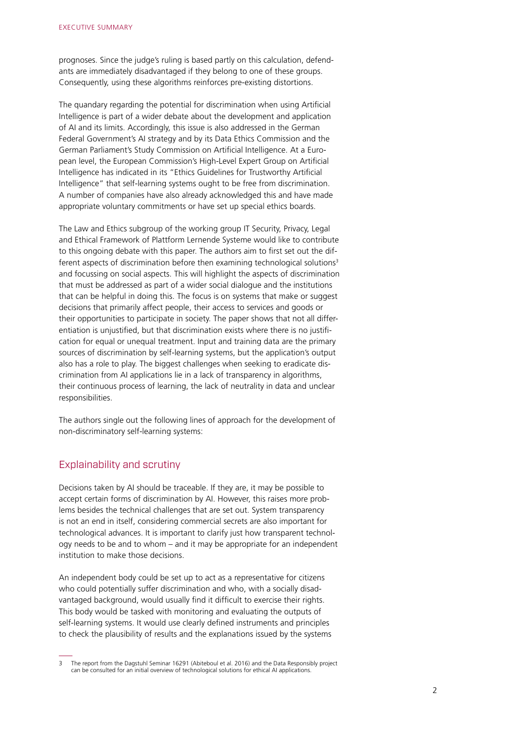prognoses. Since the judge's ruling is based partly on this calculation, defendants are immediately disadvantaged if they belong to one of these groups. Consequently, using these algorithms reinforces pre-existing distortions.

The quandary regarding the potential for discrimination when using Artificial Intelligence is part of a wider debate about the development and application of AI and its limits. Accordingly, this issue is also addressed in the German Federal Government's AI strategy and by its Data Ethics Commission and the German Parliament's Study Commission on Artificial Intelligence. At a European level, the European Commission's High-Level Expert Group on Artificial Intelligence has indicated in its "Ethics Guidelines for Trustworthy Artificial Intelligence" that self-learning systems ought to be free from discrimination. A number of companies have also already acknowledged this and have made appropriate voluntary commitments or have set up special ethics boards.

The Law and Ethics subgroup of the working group IT Security, Privacy, Legal and Ethical Framework of Plattform Lernende Systeme would like to contribute to this ongoing debate with this paper. The authors aim to first set out the different aspects of discrimination before then examining technological solutions[3] and focussing on social aspects. This will highlight the aspects of discrimination that must be addressed as part of a wider social dialogue and the institutions that can be helpful in doing this. The focus is on systems that make or suggest decisions that primarily affect people, their access to services and goods or their opportunities to participate in society. The paper shows that not all differentiation is unjustified, but that discrimination exists where there is no justification for equal or unequal treatment. Input and training data are the primary sources of discrimination by self-learning systems, but the application's output also has a role to play. The biggest challenges when seeking to eradicate discrimination from AI applications lie in a lack of transparency in algorithms, their continuous process of learning, the lack of neutrality in data and unclear responsibilities.

The authors single out the following lines of approach for the development of non-discriminatory self-learning systems:

## Explainability and scrutiny

Decisions taken by AI should be traceable. If they are, it may be possible to accept certain forms of discrimination by AI. However, this raises more problems besides the technical challenges that are set out. System transparency is not an end in itself, considering commercial secrets are also important for technological advances. It is important to clarify just how transparent technology needs to be and to whom – and it may be appropriate for an independent institution to make those decisions.

An independent body could be set up to act as a representative for citizens who could potentially suffer discrimination and who, with a socially disadvantaged background, would usually find it difficult to exercise their rights. This body would be tasked with monitoring and evaluating the outputs of self-learning systems. It would use clearly defined instruments and principles to check the plausibility of results and the explanations issued by the systems

---

[3] The report from the Dagstuhl Seminar 16291 (Abiteboul et al. 2016) and the Data Responsibly project can be consulted for an initial overview of technological solutions for ethical AI applications.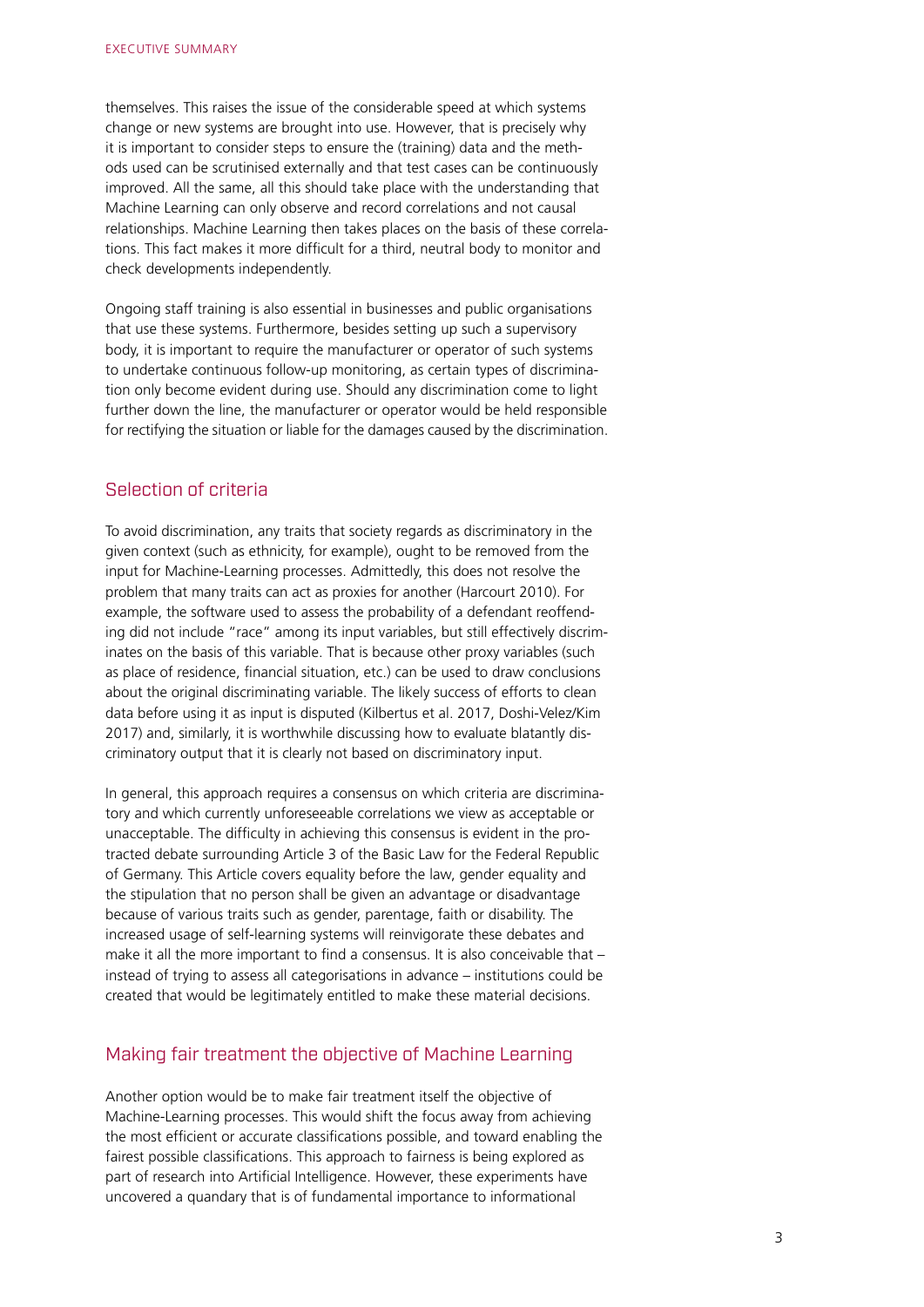themselves. This raises the issue of the considerable speed at which systems change or new systems are brought into use. However, that is precisely why it is important to consider steps to ensure the (training) data and the methods used can be scrutinised externally and that test cases can be continuously improved. All the same, all this should take place with the understanding that Machine Learning can only observe and record correlations and not causal relationships. Machine Learning then takes places on the basis of these correlations. This fact makes it more difficult for a third, neutral body to monitor and check developments independently.

Ongoing staff training is also essential in businesses and public organisations that use these systems. Furthermore, besides setting up such a supervisory body, it is important to require the manufacturer or operator of such systems to undertake continuous follow-up monitoring, as certain types of discrimination only become evident during use. Should any discrimination come to light further down the line, the manufacturer or operator would be held responsible for rectifying the situation or liable for the damages caused by the discrimination.

## Selection of criteria

To avoid discrimination, any traits that society regards as discriminatory in the given context (such as ethnicity, for example), ought to be removed from the input for Machine-Learning processes. Admittedly, this does not resolve the problem that many traits can act as proxies for another (Harcourt 2010). For example, the software used to assess the probability of a defendant reoffending did not include "race" among its input variables, but still effectively discriminates on the basis of this variable. That is because other proxy variables (such as place of residence, financial situation, etc.) can be used to draw conclusions about the original discriminating variable. The likely success of efforts to clean data before using it as input is disputed (Kilbertus et al. 2017, Doshi-Velez/Kim 2017) and, similarly, it is worthwhile discussing how to evaluate blatantly discriminatory output that it is clearly not based on discriminatory input.

In general, this approach requires a consensus on which criteria are discriminatory and which currently unforeseeable correlations we view as acceptable or unacceptable. The difficulty in achieving this consensus is evident in the protracted debate surrounding Article 3 of the Basic Law for the Federal Republic of Germany. This Article covers equality before the law, gender equality and the stipulation that no person shall be given an advantage or disadvantage because of various traits such as gender, parentage, faith or disability. The increased usage of self-learning systems will reinvigorate these debates and make it all the more important to find a consensus. It is also conceivable that – instead of trying to assess all categorisations in advance – institutions could be created that would be legitimately entitled to make these material decisions.

## Making fair treatment the objective of Machine Learning

Another option would be to make fair treatment itself the objective of Machine-Learning processes. This would shift the focus away from achieving the most efficient or accurate classifications possible, and toward enabling the fairest possible classifications. This approach to fairness is being explored as part of research into Artificial Intelligence. However, these experiments have uncovered a quandary that is of fundamental importance to informational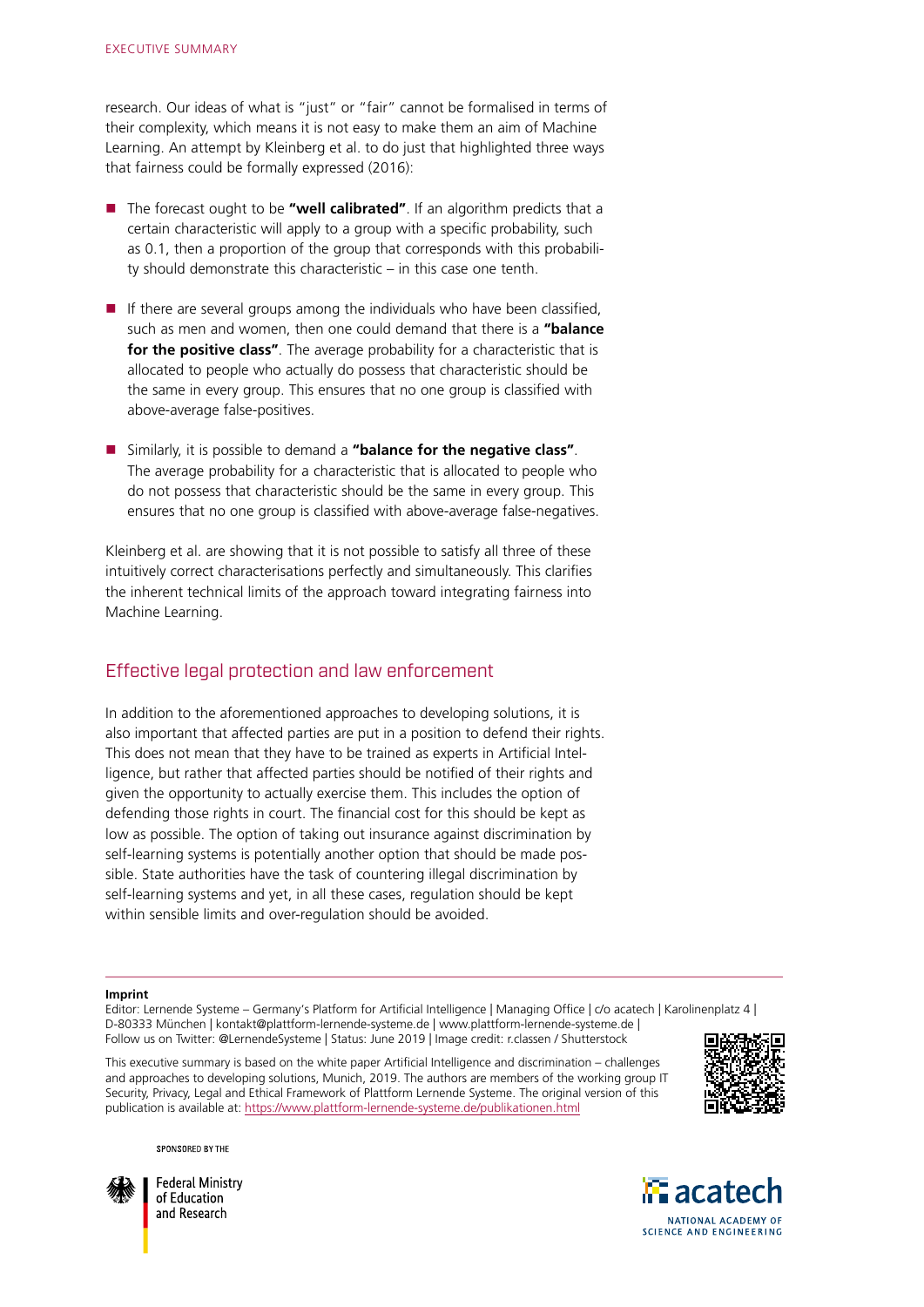research. Our ideas of what is "just" or "fair" cannot be formalised in terms of their complexity, which means it is not easy to make them an aim of Machine Learning. An attempt by Kleinberg et al. to do just that highlighted three ways that fairness could be formally expressed (2016):

- The forecast ought to be **"well calibrated"**. If an algorithm predicts that a certain characteristic will apply to a group with a specific probability, such as 0.1, then a proportion of the group that corresponds with this probability should demonstrate this characteristic – in this case one tenth.
- If there are several groups among the individuals who have been classified, such as men and women, then one could demand that there is a **"balance for the positive class"**. The average probability for a characteristic that is allocated to people who actually do possess that characteristic should be the same in every group. This ensures that no one group is classified with above-average false-positives.
- Similarly, it is possible to demand a **"balance for the negative class"**. The average probability for a characteristic that is allocated to people who do not possess that characteristic should be the same in every group. This ensures that no one group is classified with above-average false-negatives.

Kleinberg et al. are showing that it is not possible to satisfy all three of these intuitively correct characterisations perfectly and simultaneously. This clarifies the inherent technical limits of the approach toward integrating fairness into Machine Learning.

## Effective legal protection and law enforcement

In addition to the aforementioned approaches to developing solutions, it is also important that affected parties are put in a position to defend their rights. This does not mean that they have to be trained as experts in Artificial Intelligence, but rather that affected parties should be notified of their rights and given the opportunity to actually exercise them. This includes the option of defending those rights in court. The financial cost for this should be kept as low as possible. The option of taking out insurance against discrimination by self-learning systems is potentially another option that should be made possible. State authorities have the task of countering illegal discrimination by self-learning systems and yet, in all these cases, regulation should be kept within sensible limits and over-regulation should be avoided.

**Imprint**

Editor: Lernende Systeme – Germany's Platform for Artificial Intelligence | Managing Office | c/o acatech | Karolinenplatz 4 | D-80333 München | kontakt@plattform-lernende-systeme.de | www.plattform-lernende-systeme.de | Follow us on Twitter: @LernendeSysteme | Status: June 2019 | Image credit: r.classen / Shutterstock

This executive summary is based on the white paper Artificial Intelligence and discrimination – challenges and approaches to developing solutions, Munich, 2019. The authors are members of the working group IT Security, Privacy, Legal and Ethical Framework of Plattform Lernende Systeme. The original version of this publication is available at: https://www.plattform-lernende-systeme.de/publikationen.html

SPONSORED BY THE

Federal Ministry of Education and Research

acatech

NATIONAL ACADEMY OF SCIENCE AND ENGINEERING